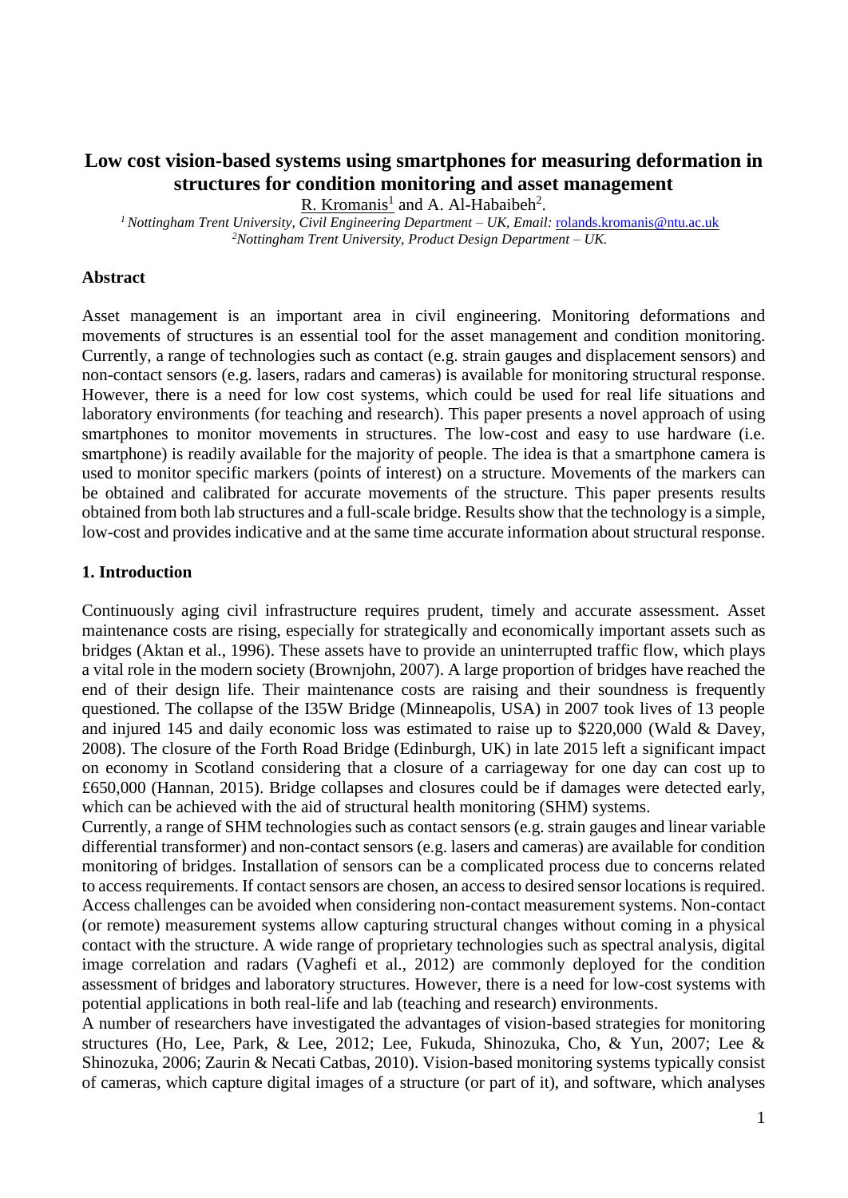# Low cost vision-based systems using smartphones for measuring deformation in structures for condition monitoring and asset management

R. Kromanis[1] and A. Al-Habaibeh[2].

[1] *Nottingham Trent University, Civil Engineering Department – UK, Email:* rolands.kromanis@ntu.ac.uk

[2] *Nottingham Trent University, Product Design Department – UK.*

## Abstract

Asset management is an important area in civil engineering. Monitoring deformations and movements of structures is an essential tool for the asset management and condition monitoring. Currently, a range of technologies such as contact (e.g. strain gauges and displacement sensors) and non-contact sensors (e.g. lasers, radars and cameras) is available for monitoring structural response. However, there is a need for low cost systems, which could be used for real life situations and laboratory environments (for teaching and research). This paper presents a novel approach of using smartphones to monitor movements in structures. The low-cost and easy to use hardware (i.e. smartphone) is readily available for the majority of people. The idea is that a smartphone camera is used to monitor specific markers (points of interest) on a structure. Movements of the markers can be obtained and calibrated for accurate movements of the structure. This paper presents results obtained from both lab structures and a full-scale bridge. Results show that the technology is a simple, low-cost and provides indicative and at the same time accurate information about structural response.

## 1. Introduction

Continuously aging civil infrastructure requires prudent, timely and accurate assessment. Asset maintenance costs are rising, especially for strategically and economically important assets such as bridges (Aktan et al., 1996). These assets have to provide an uninterrupted traffic flow, which plays a vital role in the modern society (Brownjohn, 2007). A large proportion of bridges have reached the end of their design life. Their maintenance costs are raising and their soundness is frequently questioned. The collapse of the I35W Bridge (Minneapolis, USA) in 2007 took lives of 13 people and injured 145 and daily economic loss was estimated to raise up to $220,000 (Wald & Davey, 2008). The closure of the Forth Road Bridge (Edinburgh, UK) in late 2015 left a significant impact on economy in Scotland considering that a closure of a carriageway for one day can cost up to £650,000 (Hannan, 2015). Bridge collapses and closures could be if damages were detected early, which can be achieved with the aid of structural health monitoring (SHM) systems.

Currently, a range of SHM technologies such as contact sensors (e.g. strain gauges and linear variable differential transformer) and non-contact sensors (e.g. lasers and cameras) are available for condition monitoring of bridges. Installation of sensors can be a complicated process due to concerns related to access requirements. If contact sensors are chosen, an access to desired sensor locations is required. Access challenges can be avoided when considering non-contact measurement systems. Non-contact (or remote) measurement systems allow capturing structural changes without coming in a physical contact with the structure. A wide range of proprietary technologies such as spectral analysis, digital image correlation and radars (Vaghefi et al., 2012) are commonly deployed for the condition assessment of bridges and laboratory structures. However, there is a need for low-cost systems with potential applications in both real-life and lab (teaching and research) environments.

A number of researchers have investigated the advantages of vision-based strategies for monitoring structures (Ho, Lee, Park, & Lee, 2012; Lee, Fukuda, Shinozuka, Cho, & Yun, 2007; Lee & Shinozuka, 2006; Zaurin & Necati Catbas, 2010). Vision-based monitoring systems typically consist of cameras, which capture digital images of a structure (or part of it), and software, which analyses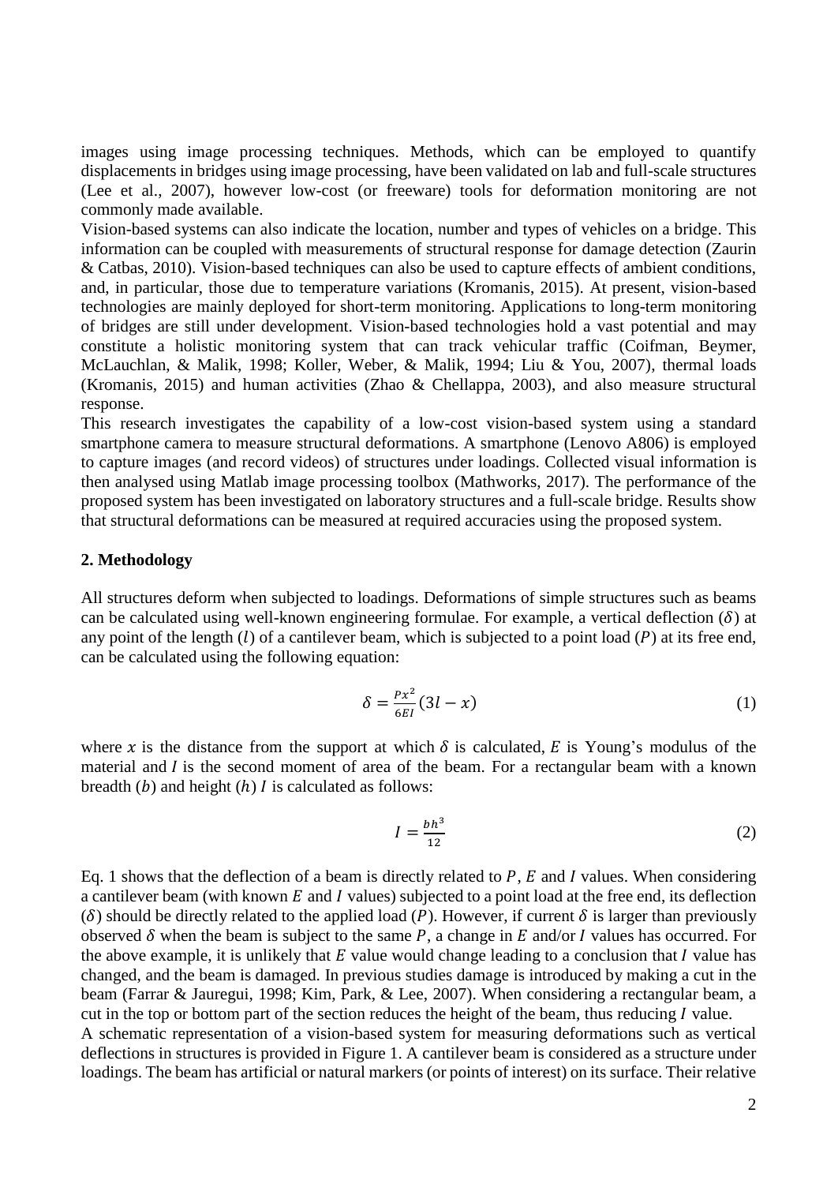images using image processing techniques. Methods, which can be employed to quantify displacements in bridges using image processing, have been validated on lab and full-scale structures (Lee et al., 2007), however low-cost (or freeware) tools for deformation monitoring are not commonly made available.

Vision-based systems can also indicate the location, number and types of vehicles on a bridge. This information can be coupled with measurements of structural response for damage detection (Zaurin & Catbas, 2010). Vision-based techniques can also be used to capture effects of ambient conditions, and, in particular, those due to temperature variations (Kromanis, 2015). At present, vision-based technologies are mainly deployed for short-term monitoring. Applications to long-term monitoring of bridges are still under development. Vision-based technologies hold a vast potential and may constitute a holistic monitoring system that can track vehicular traffic (Coifman, Beymer, McLauchlan, & Malik, 1998; Koller, Weber, & Malik, 1994; Liu & You, 2007), thermal loads (Kromanis, 2015) and human activities (Zhao & Chellappa, 2003), and also measure structural response.

This research investigates the capability of a low-cost vision-based system using a standard smartphone camera to measure structural deformations. A smartphone (Lenovo A806) is employed to capture images (and record videos) of structures under loadings. Collected visual information is then analysed using Matlab image processing toolbox (Mathworks, 2017). The performance of the proposed system has been investigated on laboratory structures and a full-scale bridge. Results show that structural deformations can be measured at required accuracies using the proposed system.

## 2. Methodology

All structures deform when subjected to loadings. Deformations of simple structures such as beams can be calculated using well-known engineering formulae. For example, a vertical deflection ($\delta$) at any point of the length ($l$) of a cantilever beam, which is subjected to a point load ($P$) at its free end, can be calculated using the following equation:

$$\delta = \frac{Px^2}{6EI}(3l - x) \tag{1}$$

where $x$ is the distance from the support at which $\delta$ is calculated, $E$ is Young's modulus of the material and $I$ is the second moment of area of the beam. For a rectangular beam with a known breadth ($b$) and height ($h$) $I$ is calculated as follows:

$$I = \frac{bh^3}{12} \tag{2}$$

Eq. 1 shows that the deflection of a beam is directly related to $P$, $E$ and $I$ values. When considering a cantilever beam (with known $E$ and $I$ values) subjected to a point load at the free end, its deflection ($\delta$) should be directly related to the applied load ($P$). However, if current $\delta$ is larger than previously observed $\delta$ when the beam is subject to the same $P$, a change in $E$ and/or $I$ values has occurred. For the above example, it is unlikely that $E$ value would change leading to a conclusion that $I$ value has changed, and the beam is damaged. In previous studies damage is introduced by making a cut in the beam (Farrar & Jauregui, 1998; Kim, Park, & Lee, 2007). When considering a rectangular beam, a cut in the top or bottom part of the section reduces the height of the beam, thus reducing $I$ value.

A schematic representation of a vision-based system for measuring deformations such as vertical deflections in structures is provided in Figure 1. A cantilever beam is considered as a structure under loadings. The beam has artificial or natural markers (or points of interest) on its surface. Their relative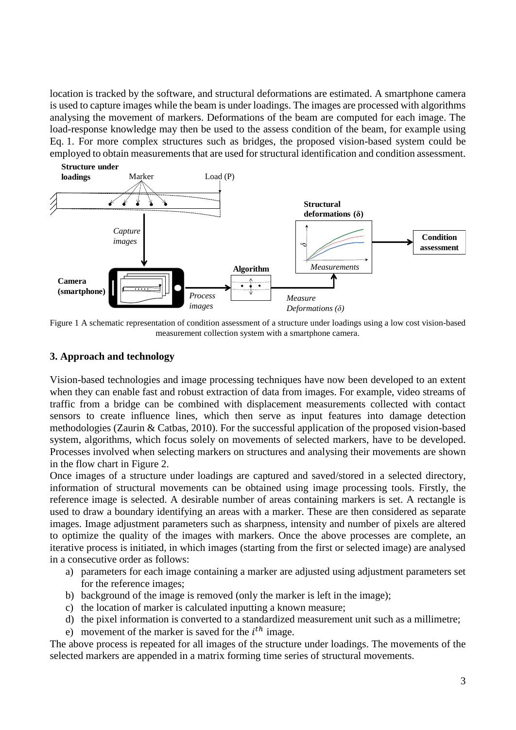location is tracked by the software, and structural deformations are estimated. A smartphone camera is used to capture images while the beam is under loadings. The images are processed with algorithms analysing the movement of markers. Deformations of the beam are computed for each image. The load-response knowledge may then be used to the assess condition of the beam, for example using Eq. 1. For more complex structures such as bridges, the proposed vision-based system could be employed to obtain measurements that are used for structural identification and condition assessment.

Figure 1 A schematic representation of condition assessment of a structure under loadings using a low cost vision-based measurement collection system with a smartphone camera.

## 3. Approach and technology

Vision-based technologies and image processing techniques have now been developed to an extent when they can enable fast and robust extraction of data from images. For example, video streams of traffic from a bridge can be combined with displacement measurements collected with contact sensors to create influence lines, which then serve as input features into damage detection methodologies (Zaurin & Catbas, 2010). For the successful application of the proposed vision-based system, algorithms, which focus solely on movements of selected markers, have to be developed. Processes involved when selecting markers on structures and analysing their movements are shown in the flow chart in Figure 2.

Once images of a structure under loadings are captured and saved/stored in a selected directory, information of structural movements can be obtained using image processing tools. Firstly, the reference image is selected. A desirable number of areas containing markers is set. A rectangle is used to draw a boundary identifying an areas with a marker. These are then considered as separate images. Image adjustment parameters such as sharpness, intensity and number of pixels are altered to optimize the quality of the images with markers. Once the above processes are complete, an iterative process is initiated, in which images (starting from the first or selected image) are analysed in a consecutive order as follows:

a) parameters for each image containing a marker are adjusted using adjustment parameters set for the reference images;
b) background of the image is removed (only the marker is left in the image);
c) the location of marker is calculated inputting a known measure;
d) the pixel information is converted to a standardized measurement unit such as a millimetre;
e) movement of the marker is saved for the $i^{th}$ image.

The above process is repeated for all images of the structure under loadings. The movements of the selected markers are appended in a matrix forming time series of structural movements.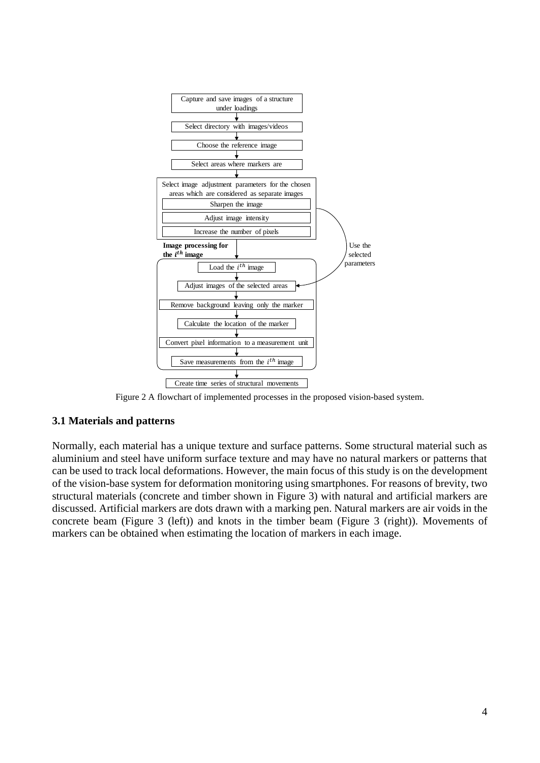Figure 2 A flowchart of implemented processes in the proposed vision-based system.

### 3.1 Materials and patterns

Normally, each material has a unique texture and surface patterns. Some structural material such as aluminium and steel have uniform surface texture and may have no natural markers or patterns that can be used to track local deformations. However, the main focus of this study is on the development of the vision-base system for deformation monitoring using smartphones. For reasons of brevity, two structural materials (concrete and timber shown in Figure 3) with natural and artificial markers are discussed. Artificial markers are dots drawn with a marking pen. Natural markers are air voids in the concrete beam (Figure 3 (left)) and knots in the timber beam (Figure 3 (right)). Movements of markers can be obtained when estimating the location of markers in each image.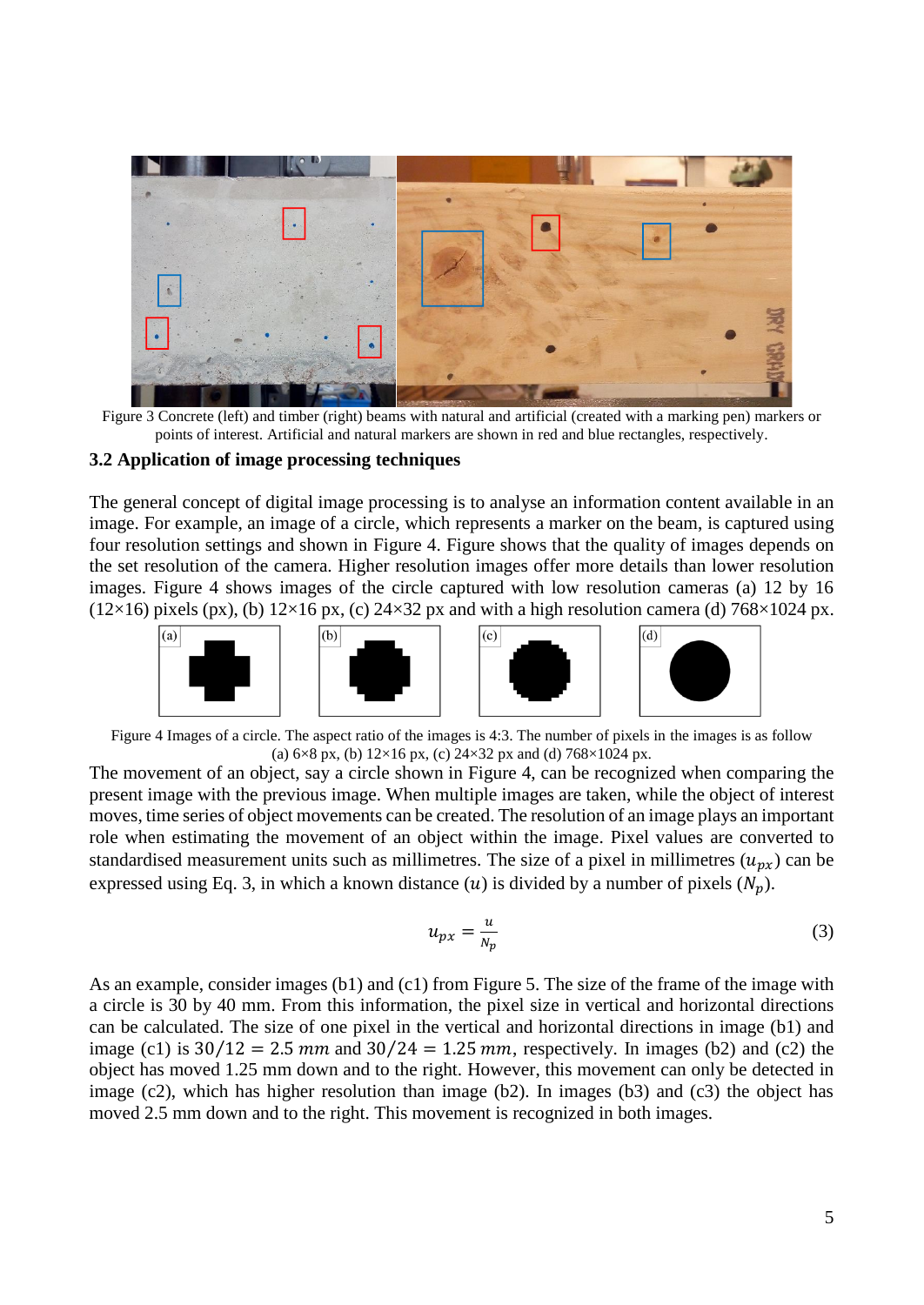Figure 3 Concrete (left) and timber (right) beams with natural and artificial (created with a marking pen) markers or points of interest. Artificial and natural markers are shown in red and blue rectangles, respectively.

### 3.2 Application of image processing techniques

The general concept of digital image processing is to analyse an information content available in an image. For example, an image of a circle, which represents a marker on the beam, is captured using four resolution settings and shown in Figure 4. Figure shows that the quality of images depends on the set resolution of the camera. Higher resolution images offer more details than lower resolution images. Figure 4 shows images of the circle captured with low resolution cameras (a) 12 by 16 (12×16) pixels (px), (b) 12×16 px, (c) 24×32 px and with a high resolution camera (d) 768×1024 px.

Figure 4 Images of a circle. The aspect ratio of the images is 4:3. The number of pixels in the images is as follow (a) 6×8 px, (b) 12×16 px, (c) 24×32 px and (d) 768×1024 px.

The movement of an object, say a circle shown in Figure 4, can be recognized when comparing the present image with the previous image. When multiple images are taken, while the object of interest moves, time series of object movements can be created. The resolution of an image plays an important role when estimating the movement of an object within the image. Pixel values are converted to standardised measurement units such as millimetres. The size of a pixel in millimetres ($u_{px}$) can be expressed using Eq. 3, in which a known distance ($u$) is divided by a number of pixels ($N_p$).

$$u_{px} = \frac{u}{N_p} \tag{3}$$

As an example, consider images (b1) and (c1) from Figure 5. The size of the frame of the image with a circle is 30 by 40 mm. From this information, the pixel size in vertical and horizontal directions can be calculated. The size of one pixel in the vertical and horizontal directions in image (b1) and image (c1) is $30/12 = 2.5\ mm$ and $30/24 = 1.25\ mm$, respectively. In images (b2) and (c2) the object has moved 1.25 mm down and to the right. However, this movement can only be detected in image (c2), which has higher resolution than image (b2). In images (b3) and (c3) the object has moved 2.5 mm down and to the right. This movement is recognized in both images.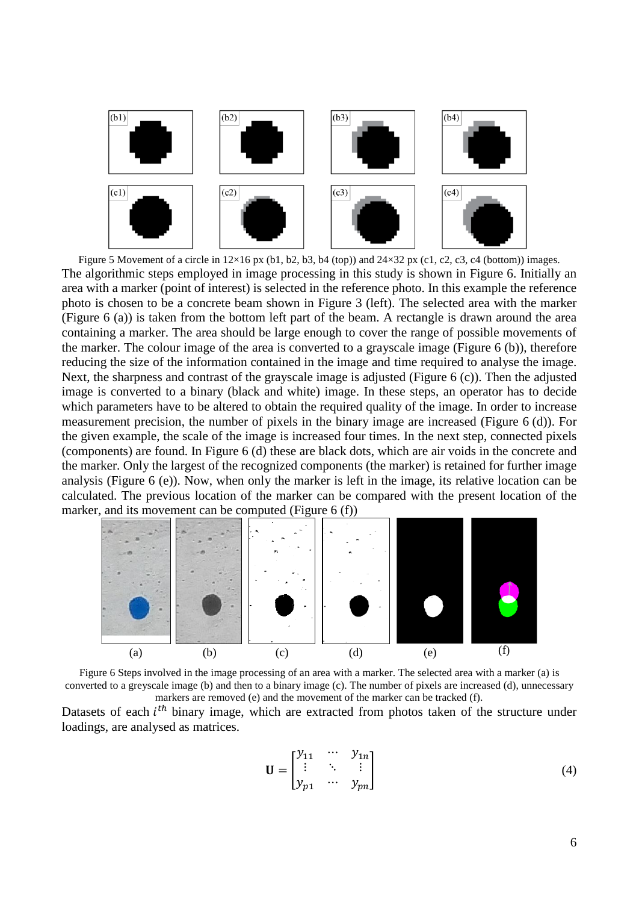Figure 5 Movement of a circle in 12×16 px (b1, b2, b3, b4 (top)) and 24×32 px (c1, c2, c3, c4 (bottom)) images.

The algorithmic steps employed in image processing in this study is shown in Figure 6. Initially an area with a marker (point of interest) is selected in the reference photo. In this example the reference photo is chosen to be a concrete beam shown in Figure 3 (left). The selected area with the marker (Figure 6 (a)) is taken from the bottom left part of the beam. A rectangle is drawn around the area containing a marker. The area should be large enough to cover the range of possible movements of the marker. The colour image of the area is converted to a grayscale image (Figure 6 (b)), therefore reducing the size of the information contained in the image and time required to analyse the image. Next, the sharpness and contrast of the grayscale image is adjusted (Figure 6 (c)). Then the adjusted image is converted to a binary (black and white) image. In these steps, an operator has to decide which parameters have to be altered to obtain the required quality of the image. In order to increase measurement precision, the number of pixels in the binary image are increased (Figure 6 (d)). For the given example, the scale of the image is increased four times. In the next step, connected pixels (components) are found. In Figure 6 (d) these are black dots, which are air voids in the concrete and the marker. Only the largest of the recognized components (the marker) is retained for further image analysis (Figure 6 (e)). Now, when only the marker is left in the image, its relative location can be calculated. The previous location of the marker can be compared with the present location of the marker, and its movement can be computed (Figure 6 (f))

(a) (b) (c) (d) (e) (f)

Figure 6 Steps involved in the image processing of an area with a marker. The selected area with a marker (a) is converted to a greyscale image (b) and then to a binary image (c). The number of pixels are increased (d), unnecessary markers are removed (e) and the movement of the marker can be tracked (f).

Datasets of each $i^{th}$ binary image, which are extracted from photos taken of the structure under loadings, are analysed as matrices.

$$\mathbf{U} = \begin{bmatrix} y_{11} & \cdots & y_{1n} \\ \vdots & \ddots & \vdots \\ y_{p1} & \cdots & y_{pn} \end{bmatrix} \tag{4}$$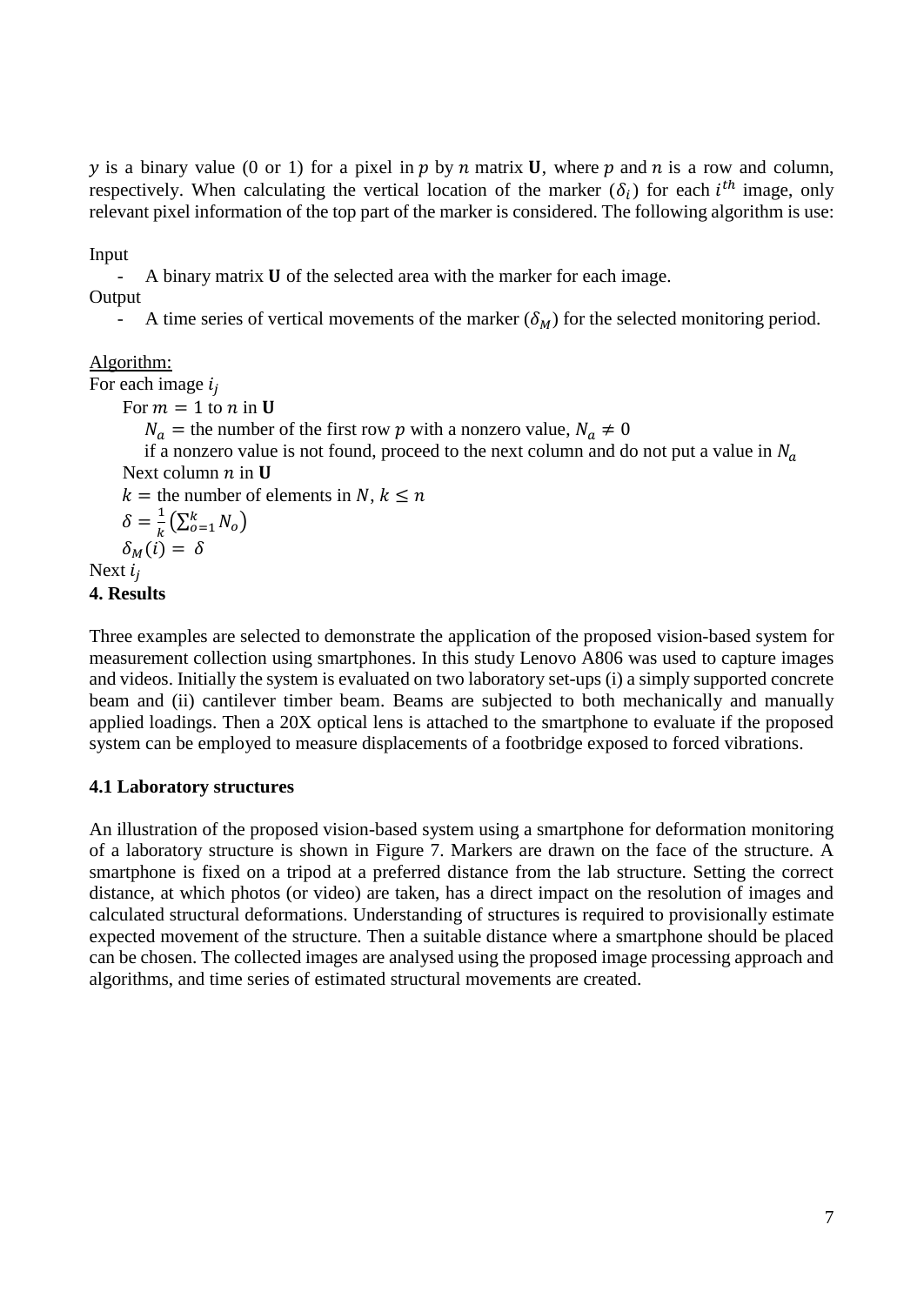$y$ is a binary value (0 or 1) for a pixel in $p$ by $n$ matrix $\mathbf{U}$, where $p$ and $n$ is a row and column, respectively. When calculating the vertical location of the marker ($\delta_i$) for each $i^{th}$ image, only relevant pixel information of the top part of the marker is considered. The following algorithm is use:

Input

- A binary matrix $\mathbf{U}$ of the selected area with the marker for each image.

Output

- A time series of vertical movements of the marker ($\delta_M$) for the selected monitoring period.

<u>Algorithm:</u>

For each image $i_j$

  For $m = 1$ to $n$ in $\mathbf{U}$

    $N_a =$ the number of the first row $p$ with a nonzero value, $N_a \neq 0$

    if a nonzero value is not found, proceed to the next column and do not put a value in $N_a$

  Next column $n$ in $\mathbf{U}$

  $k =$ the number of elements in $N$, $k \leq n$

  $\delta = \frac{1}{k}\left(\sum_{o=1}^{k} N_o\right)$

  $\delta_M(i) = \delta$

Next $i_j$

**4. Results**

Three examples are selected to demonstrate the application of the proposed vision-based system for measurement collection using smartphones. In this study Lenovo A806 was used to capture images and videos. Initially the system is evaluated on two laboratory set-ups (i) a simply supported concrete beam and (ii) cantilever timber beam. Beams are subjected to both mechanically and manually applied loadings. Then a 20X optical lens is attached to the smartphone to evaluate if the proposed system can be employed to measure displacements of a footbridge exposed to forced vibrations.

**4.1 Laboratory structures**

An illustration of the proposed vision-based system using a smartphone for deformation monitoring of a laboratory structure is shown in Figure 7. Markers are drawn on the face of the structure. A smartphone is fixed on a tripod at a preferred distance from the lab structure. Setting the correct distance, at which photos (or video) are taken, has a direct impact on the resolution of images and calculated structural deformations. Understanding of structures is required to provisionally estimate expected movement of the structure. Then a suitable distance where a smartphone should be placed can be chosen. The collected images are analysed using the proposed image processing approach and algorithms, and time series of estimated structural movements are created.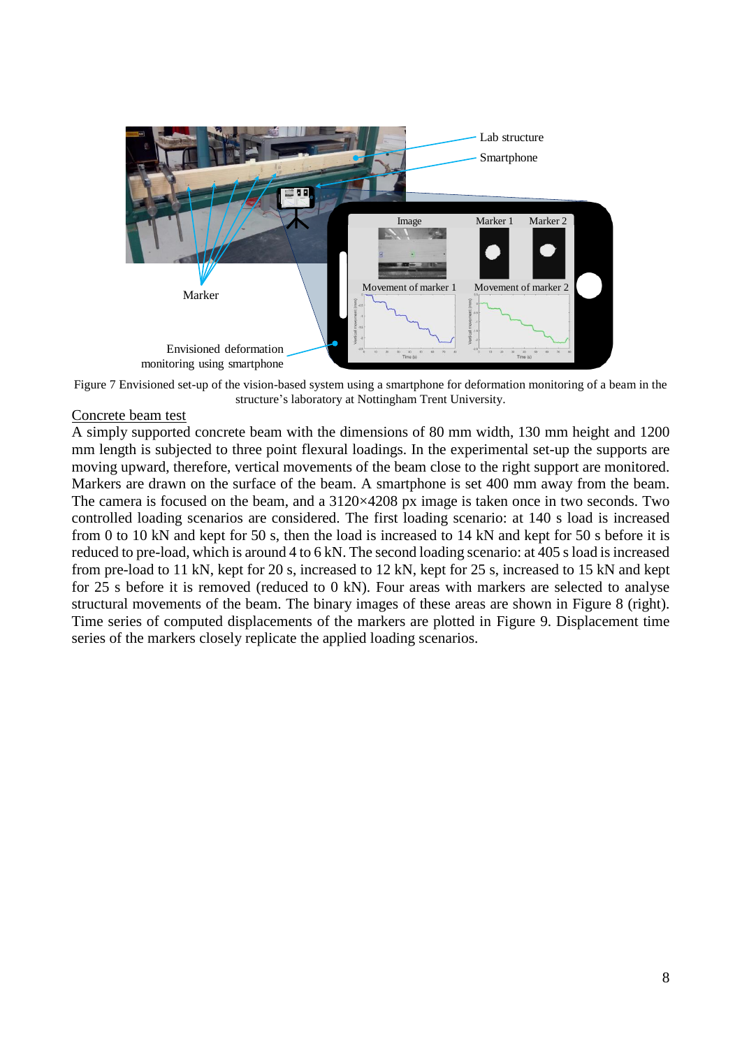Figure 7 Envisioned set-up of the vision-based system using a smartphone for deformation monitoring of a beam in the structure's laboratory at Nottingham Trent University.

Concrete beam test

A simply supported concrete beam with the dimensions of 80 mm width, 130 mm height and 1200 mm length is subjected to three point flexural loadings. In the experimental set-up the supports are moving upward, therefore, vertical movements of the beam close to the right support are monitored. Markers are drawn on the surface of the beam. A smartphone is set 400 mm away from the beam. The camera is focused on the beam, and a 3120×4208 px image is taken once in two seconds. Two controlled loading scenarios are considered. The first loading scenario: at 140 s load is increased from 0 to 10 kN and kept for 50 s, then the load is increased to 14 kN and kept for 50 s before it is reduced to pre-load, which is around 4 to 6 kN. The second loading scenario: at 405 s load is increased from pre-load to 11 kN, kept for 20 s, increased to 12 kN, kept for 25 s, increased to 15 kN and kept for 25 s before it is removed (reduced to 0 kN). Four areas with markers are selected to analyse structural movements of the beam. The binary images of these areas are shown in Figure 8 (right). Time series of computed displacements of the markers are plotted in Figure 9. Displacement time series of the markers closely replicate the applied loading scenarios.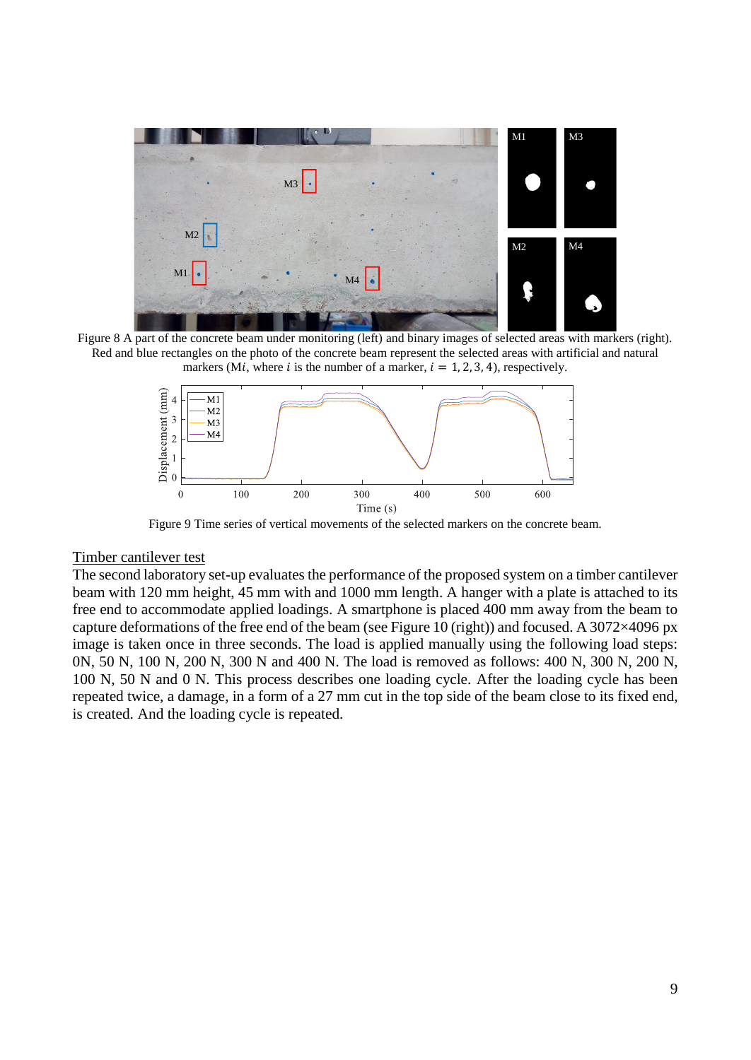Figure 8 A part of the concrete beam under monitoring (left) and binary images of selected areas with markers (right). Red and blue rectangles on the photo of the concrete beam represent the selected areas with artificial and natural markers (M$i$, where $i$ is the number of a marker, $i = 1, 2, 3, 4$), respectively.

Figure 9 Time series of vertical movements of the selected markers on the concrete beam.

<u>Timber cantilever test</u>

The second laboratory set-up evaluates the performance of the proposed system on a timber cantilever beam with 120 mm height, 45 mm with and 1000 mm length. A hanger with a plate is attached to its free end to accommodate applied loadings. A smartphone is placed 400 mm away from the beam to capture deformations of the free end of the beam (see Figure 10 (right)) and focused. A 3072×4096 px image is taken once in three seconds. The load is applied manually using the following load steps: 0N, 50 N, 100 N, 200 N, 300 N and 400 N. The load is removed as follows: 400 N, 300 N, 200 N, 100 N, 50 N and 0 N. This process describes one loading cycle. After the loading cycle has been repeated twice, a damage, in a form of a 27 mm cut in the top side of the beam close to its fixed end, is created. And the loading cycle is repeated.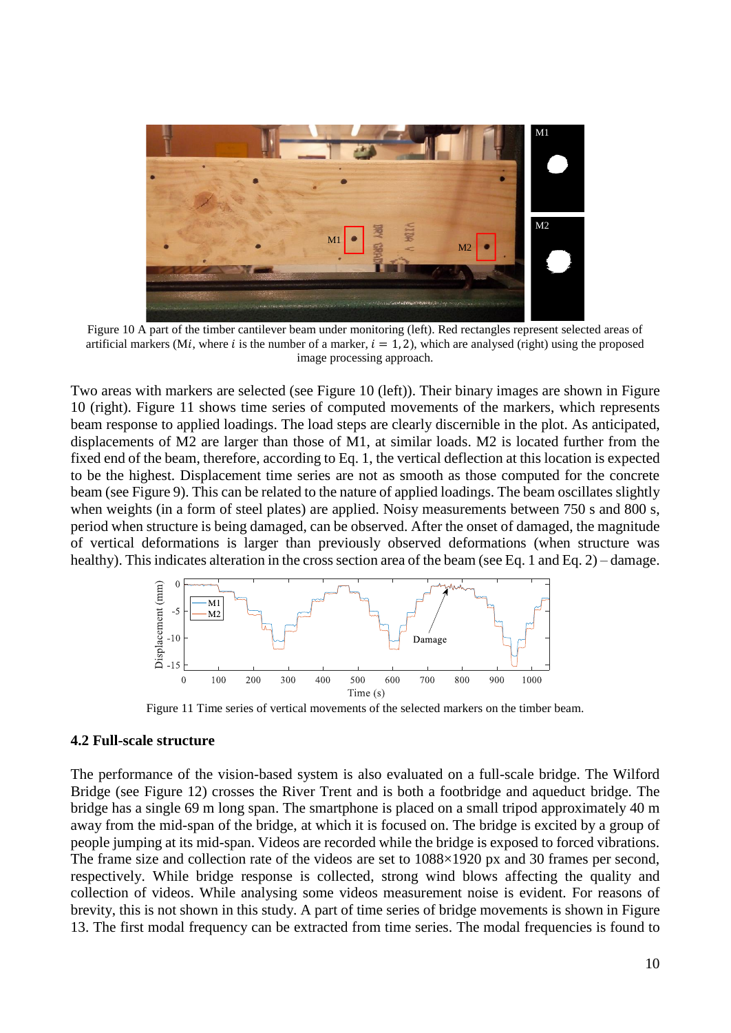Figure 10 A part of the timber cantilever beam under monitoring (left). Red rectangles represent selected areas of artificial markers (M$i$, where $i$ is the number of a marker, $i = 1, 2$), which are analysed (right) using the proposed image processing approach.

Two areas with markers are selected (see Figure 10 (left)). Their binary images are shown in Figure 10 (right). Figure 11 shows time series of computed movements of the markers, which represents beam response to applied loadings. The load steps are clearly discernible in the plot. As anticipated, displacements of M2 are larger than those of M1, at similar loads. M2 is located further from the fixed end of the beam, therefore, according to Eq. 1, the vertical deflection at this location is expected to be the highest. Displacement time series are not as smooth as those computed for the concrete beam (see Figure 9). This can be related to the nature of applied loadings. The beam oscillates slightly when weights (in a form of steel plates) are applied. Noisy measurements between 750 s and 800 s, period when structure is being damaged, can be observed. After the onset of damaged, the magnitude of vertical deformations is larger than previously observed deformations (when structure was healthy). This indicates alteration in the cross section area of the beam (see Eq. 1 and Eq. 2) – damage.

Figure 11 Time series of vertical movements of the selected markers on the timber beam.

### 4.2 Full-scale structure

The performance of the vision-based system is also evaluated on a full-scale bridge. The Wilford Bridge (see Figure 12) crosses the River Trent and is both a footbridge and aqueduct bridge. The bridge has a single 69 m long span. The smartphone is placed on a small tripod approximately 40 m away from the mid-span of the bridge, at which it is focused on. The bridge is excited by a group of people jumping at its mid-span. Videos are recorded while the bridge is exposed to forced vibrations. The frame size and collection rate of the videos are set to 1088×1920 px and 30 frames per second, respectively. While bridge response is collected, strong wind blows affecting the quality and collection of videos. While analysing some videos measurement noise is evident. For reasons of brevity, this is not shown in this study. A part of time series of bridge movements is shown in Figure 13. The first modal frequency can be extracted from time series. The modal frequencies is found to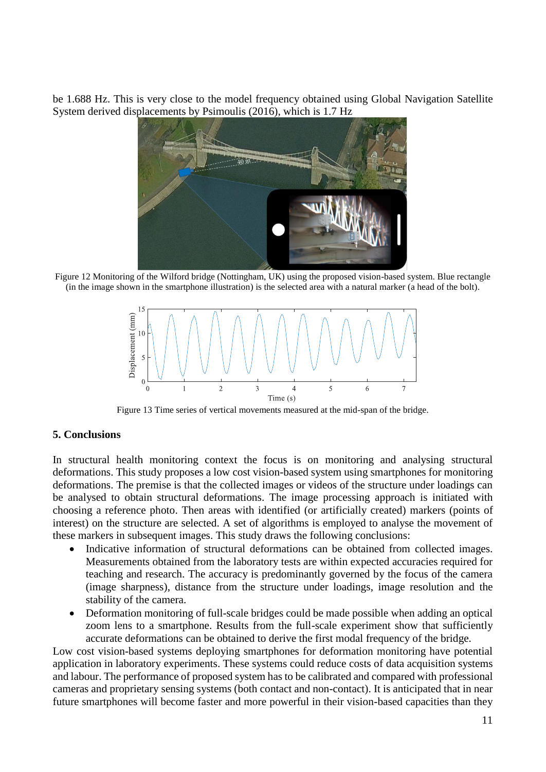be 1.688 Hz. This is very close to the model frequency obtained using Global Navigation Satellite System derived displacements by Psimoulis (2016), which is 1.7 Hz

Figure 12 Monitoring of the Wilford bridge (Nottingham, UK) using the proposed vision-based system. Blue rectangle (in the image shown in the smartphone illustration) is the selected area with a natural marker (a head of the bolt).

Figure 13 Time series of vertical movements measured at the mid-span of the bridge.

**5. Conclusions**

In structural health monitoring context the focus is on monitoring and analysing structural deformations. This study proposes a low cost vision-based system using smartphones for monitoring deformations. The premise is that the collected images or videos of the structure under loadings can be analysed to obtain structural deformations. The image processing approach is initiated with choosing a reference photo. Then areas with identified (or artificially created) markers (points of interest) on the structure are selected. A set of algorithms is employed to analyse the movement of these markers in subsequent images. This study draws the following conclusions:

- Indicative information of structural deformations can be obtained from collected images. Measurements obtained from the laboratory tests are within expected accuracies required for teaching and research. The accuracy is predominantly governed by the focus of the camera (image sharpness), distance from the structure under loadings, image resolution and the stability of the camera.
- Deformation monitoring of full-scale bridges could be made possible when adding an optical zoom lens to a smartphone. Results from the full-scale experiment show that sufficiently accurate deformations can be obtained to derive the first modal frequency of the bridge.

Low cost vision-based systems deploying smartphones for deformation monitoring have potential application in laboratory experiments. These systems could reduce costs of data acquisition systems and labour. The performance of proposed system has to be calibrated and compared with professional cameras and proprietary sensing systems (both contact and non-contact). It is anticipated that in near future smartphones will become faster and more powerful in their vision-based capacities than they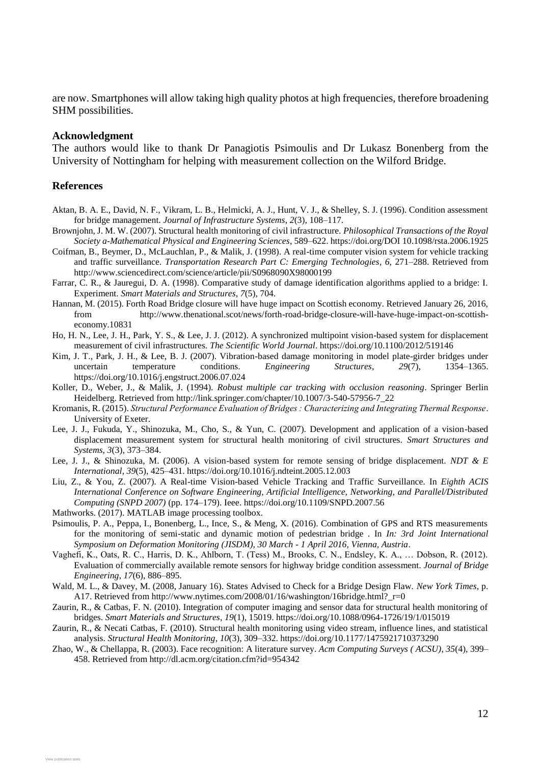are now. Smartphones will allow taking high quality photos at high frequencies, therefore broadening SHM possibilities.

## Acknowledgment

The authors would like to thank Dr Panagiotis Psimoulis and Dr Lukasz Bonenberg from the University of Nottingham for helping with measurement collection on the Wilford Bridge.

## References

Aktan, B. A. E., David, N. F., Vikram, L. B., Helmicki, A. J., Hunt, V. J., & Shelley, S. J. (1996). Condition assessment for bridge management. *Journal of Infrastructure Systems*, *2*(3), 108–117.

Brownjohn, J. M. W. (2007). Structural health monitoring of civil infrastructure. *Philosophical Transactions of the Royal Society a-Mathematical Physical and Engineering Sciences*, 589–622. https://doi.org/DOI 10.1098/rsta.2006.1925

Coifman, B., Beymer, D., McLauchlan, P., & Malik, J. (1998). A real-time computer vision system for vehicle tracking and traffic surveillance. *Transportation Research Part C: Emerging Technologies*, *6*, 271–288. Retrieved from http://www.sciencedirect.com/science/article/pii/S0968090X98000199

Farrar, C. R., & Jauregui, D. A. (1998). Comparative study of damage identification algorithms applied to a bridge: I. Experiment. *Smart Materials and Structures*, *7*(5), 704.

Hannan, M. (2015). Forth Road Bridge closure will have huge impact on Scottish economy. Retrieved January 26, 2016, from http://www.thenational.scot/news/forth-road-bridge-closure-will-have-huge-impact-on-scottish-economy.10831

Ho, H. N., Lee, J. H., Park, Y. S., & Lee, J. J. (2012). A synchronized multipoint vision-based system for displacement measurement of civil infrastructures. *The Scientific World Journal*. https://doi.org/10.1100/2012/519146

Kim, J. T., Park, J. H., & Lee, B. J. (2007). Vibration-based damage monitoring in model plate-girder bridges under uncertain temperature conditions. *Engineering Structures*, *29*(7), 1354–1365. https://doi.org/10.1016/j.engstruct.2006.07.024

Koller, D., Weber, J., & Malik, J. (1994). *Robust multiple car tracking with occlusion reasoning*. Springer Berlin Heidelberg. Retrieved from http://link.springer.com/chapter/10.1007/3-540-57956-7_22

Kromanis, R. (2015). *Structural Performance Evaluation of Bridges : Characterizing and Integrating Thermal Response*. University of Exeter.

Lee, J. J., Fukuda, Y., Shinozuka, M., Cho, S., & Yun, C. (2007). Development and application of a vision-based displacement measurement system for structural health monitoring of civil structures. *Smart Structures and Systems*, *3*(3), 373–384.

Lee, J. J., & Shinozuka, M. (2006). A vision-based system for remote sensing of bridge displacement. *NDT & E International*, *39*(5), 425–431. https://doi.org/10.1016/j.ndteint.2005.12.003

Liu, Z., & You, Z. (2007). A Real-time Vision-based Vehicle Tracking and Traffic Surveillance. In *Eighth ACIS International Conference on Software Engineering, Artificial Intelligence, Networking, and Parallel/Distributed Computing (SNPD 2007)* (pp. 174–179). Ieee. https://doi.org/10.1109/SNPD.2007.56

Mathworks. (2017). MATLAB image processing toolbox.

Psimoulis, P. A., Peppa, I., Bonenberg, L., Ince, S., & Meng, X. (2016). Combination of GPS and RTS measurements for the monitoring of semi-static and dynamic motion of pedestrian bridge . In *In: 3rd Joint International Symposium on Deformation Monitoring (JISDM), 30 March - 1 April 2016, Vienna, Austria*.

Vaghefi, K., Oats, R. C., Harris, D. K., Ahlborn, T. (Tess) M., Brooks, C. N., Endsley, K. A., … Dobson, R. (2012). Evaluation of commercially available remote sensors for highway bridge condition assessment. *Journal of Bridge Engineering*, *17*(6), 886–895.

Wald, M. L., & Davey, M. (2008, January 16). States Advised to Check for a Bridge Design Flaw. *New York Times*, p. A17. Retrieved from http://www.nytimes.com/2008/01/16/washington/16bridge.html?_r=0

Zaurin, R., & Catbas, F. N. (2010). Integration of computer imaging and sensor data for structural health monitoring of bridges. *Smart Materials and Structures*, *19*(1), 15019. https://doi.org/10.1088/0964-1726/19/1/015019

Zaurin, R., & Necati Catbas, F. (2010). Structural health monitoring using video stream, influence lines, and statistical analysis. *Structural Health Monitoring*, *10*(3), 309–332. https://doi.org/10.1177/1475921710373290

Zhao, W., & Chellappa, R. (2003). Face recognition: A literature survey. *Acm Computing Surveys ( ACSU)*, *35*(4), 399–458. Retrieved from http://dl.acm.org/citation.cfm?id=954342